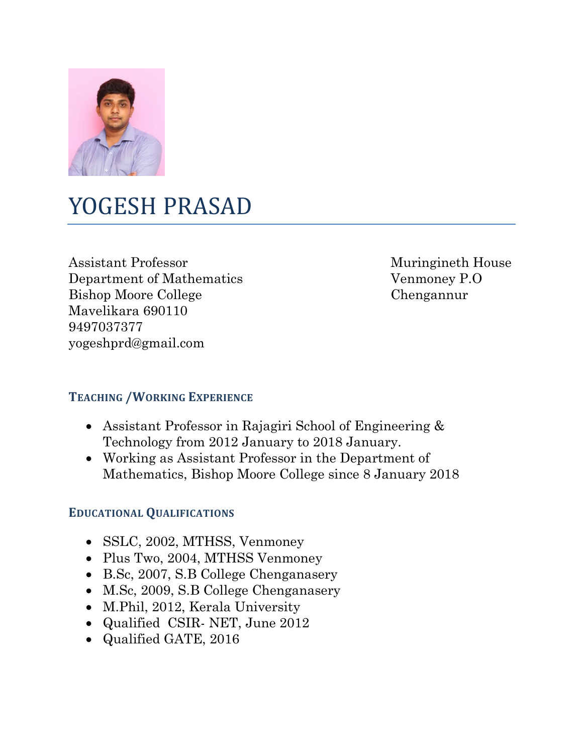# YOGESH PRASAD

Assistant Professor
Department of Mathematics
Bishop Moore College
Mavelikara 690110
9497037377
yogeshprd@gmail.com

Muringineth House
Venmoney P.O
Chengannur

## TEACHING /WORKING EXPERIENCE

- Assistant Professor in Rajagiri School of Engineering & Technology from 2012 January to 2018 January.
- Working as Assistant Professor in the Department of Mathematics, Bishop Moore College since 8 January 2018

## EDUCATIONAL QUALIFICATIONS

- SSLC, 2002, MTHSS, Venmoney
- Plus Two, 2004, MTHSS Venmoney
- B.Sc, 2007, S.B College Chenganasery
- M.Sc, 2009, S.B College Chenganasery
- M.Phil, 2012, Kerala University
- Qualified CSIR- NET, June 2012
- Qualified GATE, 2016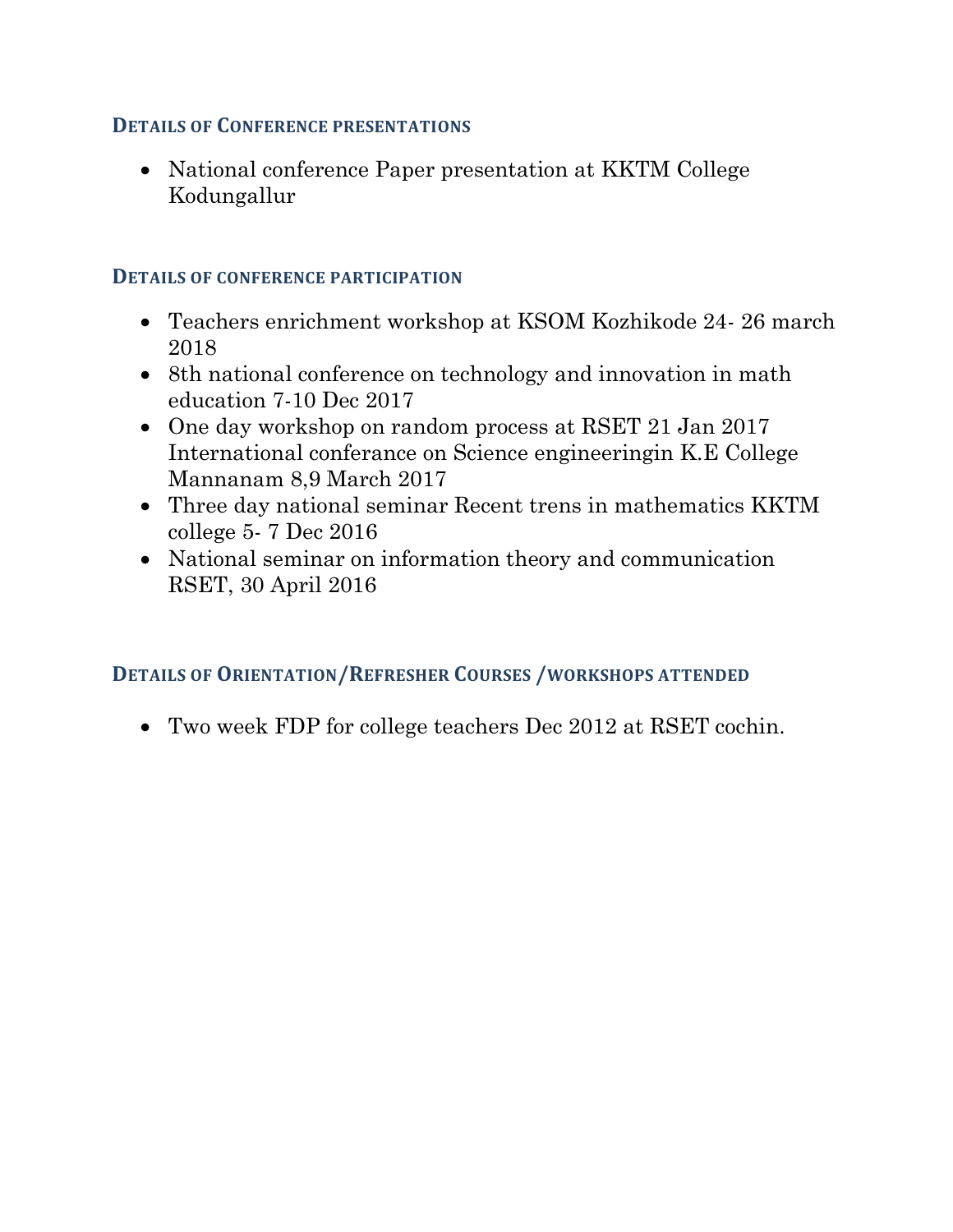### Details of Conference presentations

- National conference Paper presentation at KKTM College Kodungallur

### Details of conference participation

- Teachers enrichment workshop at KSOM Kozhikode 24- 26 march 2018
- 8th national conference on technology and innovation in math education 7-10 Dec 2017
- One day workshop on random process at RSET 21 Jan 2017 International conferance on Science engineeringin K.E College Mannanam 8,9 March 2017
- Three day national seminar Recent trens in mathematics KKTM college 5- 7 Dec 2016
- National seminar on information theory and communication RSET, 30 April 2016

### Details of Orientation/Refresher Courses /workshops attended

- Two week FDP for college teachers Dec 2012 at RSET cochin.